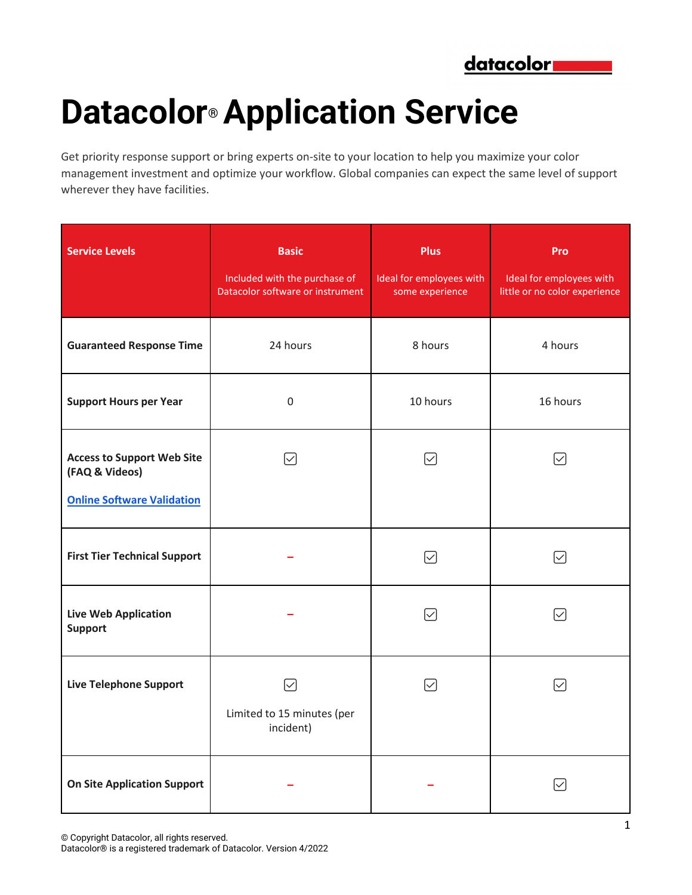datacolor

# Datacolor® Application Service

Get priority response support or bring experts on-site to your location to help you maximize your color management investment and optimize your workflow. Global companies can expect the same level of support wherever they have facilities.

| **Service Levels** | **Basic**<br>Included with the purchase of Datacolor software or instrument | **Plus**<br>Ideal for employees with some experience | **Pro**<br>Ideal for employees with little or no color experience |
|---|---|---|---|
| **Guaranteed Response Time** | 24 hours | 8 hours | 4 hours |
| **Support Hours per Year** | 0 | 10 hours | 16 hours |
| **Access to Support Web Site (FAQ & Videos)**<br>**Online Software Validation** | ☑ | ☑ | ☑ |
| **First Tier Technical Support** | – | ☑ | ☑ |
| **Live Web Application Support** | – | ☑ | ☑ |
| **Live Telephone Support** | ☑<br>Limited to 15 minutes (per incident) | ☑ | ☑ |
| **On Site Application Support** | – | – | ☑ |

© Copyright Datacolor, all rights reserved.
Datacolor® is a registered trademark of Datacolor. Version 4/2022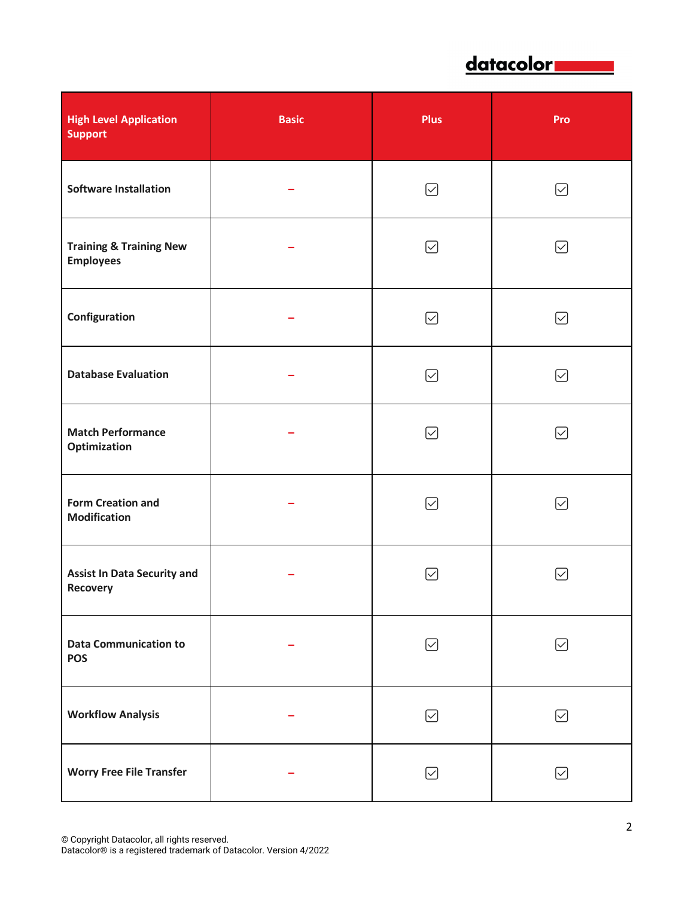| High Level Application Support | Basic | Plus | Pro |
| --- | --- | --- | --- |
| Software Installation | – | ☑ | ☑ |
| Training & Training New Employees | – | ☑ | ☑ |
| Configuration | – | ☑ | ☑ |
| Database Evaluation | – | ☑ | ☑ |
| Match Performance Optimization | – | ☑ | ☑ |
| Form Creation and Modification | – | ☑ | ☑ |
| Assist In Data Security and Recovery | – | ☑ | ☑ |
| Data Communication to POS | – | ☑ | ☑ |
| Workflow Analysis | – | ☑ | ☑ |
| Worry Free File Transfer | – | ☑ | ☑ |

© Copyright Datacolor, all rights reserved.
Datacolor® is a registered trademark of Datacolor. Version 4/2022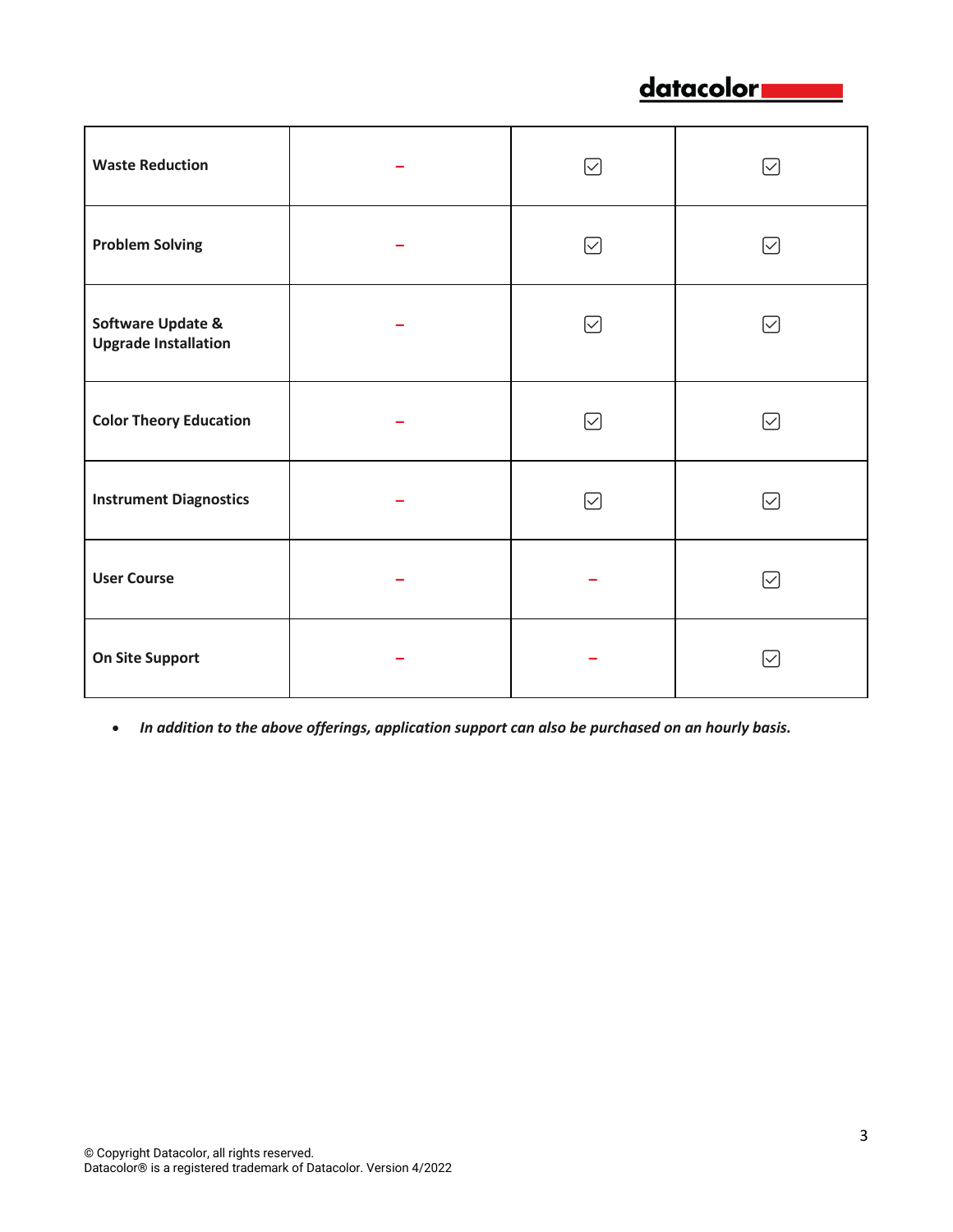| | | | |
|---|---|---|---|
| **Waste Reduction** | – | ☑ | ☑ |
| **Problem Solving** | – | ☑ | ☑ |
| **Software Update & Upgrade Installation** | – | ☑ | ☑ |
| **Color Theory Education** | – | ☑ | ☑ |
| **Instrument Diagnostics** | – | ☑ | ☑ |
| **User Course** | – | – | ☑ |
| **On Site Support** | – | – | ☑ |

- ***In addition to the above offerings, application support can also be purchased on an hourly basis.***

© Copyright Datacolor, all rights reserved.
Datacolor® is a registered trademark of Datacolor. Version 4/2022